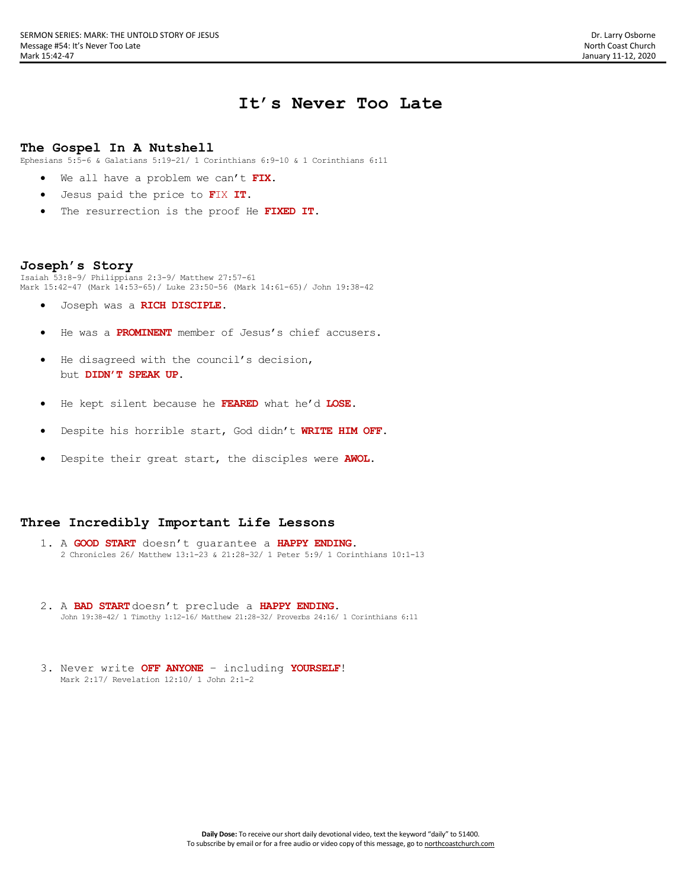SERMON SERIES: MARK: THE UNTOLD STORY OF JESUS
Message #54: It's Never Too Late
Mark 15:42-47

Dr. Larry Osborne
North Coast Church
January 11-12, 2020

# It's Never Too Late

## The Gospel In A Nutshell

Ephesians 5:5-6 & Galatians 5:19-21/ 1 Corinthians 6:9-10 & 1 Corinthians 6:11

- We all have a problem we can't **FIX**.
- Jesus paid the price to **FIX IT**.
- The resurrection is the proof He **FIXED IT**.

## Joseph's Story

Isaiah 53:8-9/ Philippians 2:3-9/ Matthew 27:57-61
Mark 15:42-47 (Mark 14:53-65)/ Luke 23:50-56 (Mark 14:61-65)/ John 19:38-42

- Joseph was a **RICH DISCIPLE**.
- He was a **PROMINENT** member of Jesus's chief accusers.
- He disagreed with the council's decision, but **DIDN'T SPEAK UP**.
- He kept silent because he **FEARED** what he'd **LOSE**.
- Despite his horrible start, God didn't **WRITE HIM OFF**.
- Despite their great start, the disciples were **AWOL**.

## Three Incredibly Important Life Lessons

1. A **GOOD START** doesn't guarantee a **HAPPY ENDING**.
   2 Chronicles 26/ Matthew 13:1-23 & 21:28-32/ 1 Peter 5:9/ 1 Corinthians 10:1-13

2. A **BAD START** doesn't preclude a **HAPPY ENDING**.
   John 19:38-42/ 1 Timothy 1:12-16/ Matthew 21:28-32/ Proverbs 24:16/ 1 Corinthians 6:11

3. Never write **OFF ANYONE** – including **YOURSELF**!
   Mark 2:17/ Revelation 12:10/ 1 John 2:1-2

**Daily Dose:** To receive our short daily devotional video, text the keyword "daily" to 51400.
To subscribe by email or for a free audio or video copy of this message, go to northcoastchurch.com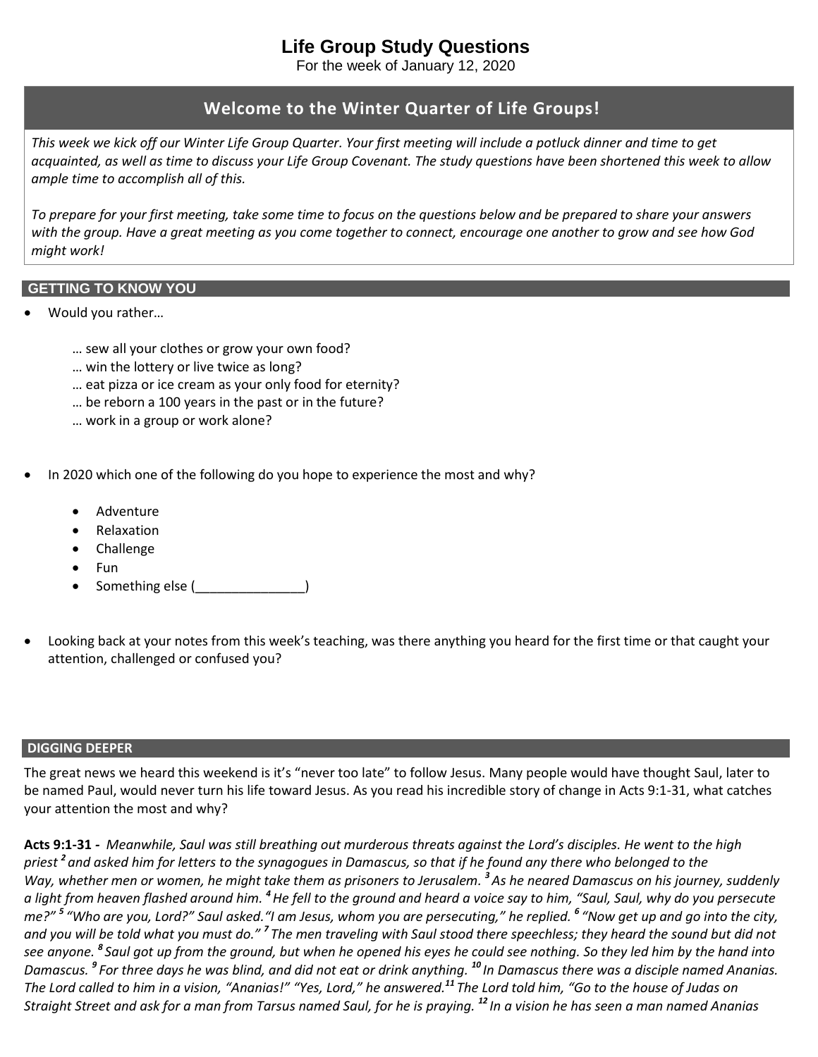# Life Group Study Questions

For the week of January 12, 2020

## Welcome to the Winter Quarter of Life Groups!

*This week we kick off our Winter Life Group Quarter. Your first meeting will include a potluck dinner and time to get acquainted, as well as time to discuss your Life Group Covenant. The study questions have been shortened this week to allow ample time to accomplish all of this.*

*To prepare for your first meeting, take some time to focus on the questions below and be prepared to share your answers with the group. Have a great meeting as you come together to connect, encourage one another to grow and see how God might work!*

## GETTING TO KNOW YOU

- Would you rather…

  … sew all your clothes or grow your own food?
  … win the lottery or live twice as long?
  … eat pizza or ice cream as your only food for eternity?
  … be reborn a 100 years in the past or in the future?
  … work in a group or work alone?

- In 2020 which one of the following do you hope to experience the most and why?

  - Adventure
  - Relaxation
  - Challenge
  - Fun
  - Something else (_______________)

- Looking back at your notes from this week's teaching, was there anything you heard for the first time or that caught your attention, challenged or confused you?

## DIGGING DEEPER

The great news we heard this weekend is it's "never too late" to follow Jesus. Many people would have thought Saul, later to be named Paul, would never turn his life toward Jesus. As you read his incredible story of change in Acts 9:1-31, what catches your attention the most and why?

**Acts 9:1-31 -** *Meanwhile, Saul was still breathing out murderous threats against the Lord's disciples. He went to the high priest* ***2*** *and asked him for letters to the synagogues in Damascus, so that if he found any there who belonged to the Way, whether men or women, he might take them as prisoners to Jerusalem.* ***3*** *As he neared Damascus on his journey, suddenly a light from heaven flashed around him.* ***4*** *He fell to the ground and heard a voice say to him, "Saul, Saul, why do you persecute me?"* ***5*** *"Who are you, Lord?" Saul asked. "I am Jesus, whom you are persecuting," he replied.* ***6*** *"Now get up and go into the city, and you will be told what you must do."* ***7*** *The men traveling with Saul stood there speechless; they heard the sound but did not see anyone.* ***8*** *Saul got up from the ground, but when he opened his eyes he could see nothing. So they led him by the hand into Damascus.* ***9*** *For three days he was blind, and did not eat or drink anything.* ***10*** *In Damascus there was a disciple named Ananias. The Lord called to him in a vision, "Ananias!" "Yes, Lord," he answered.* ***11*** *The Lord told him, "Go to the house of Judas on Straight Street and ask for a man from Tarsus named Saul, for he is praying.* ***12*** *In a vision he has seen a man named Ananias*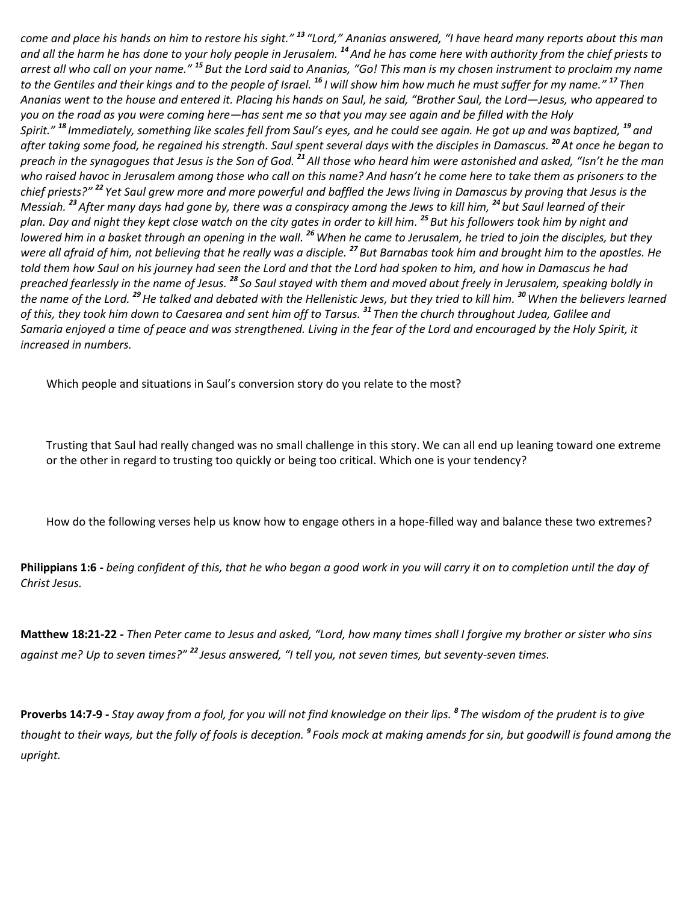*come and place his hands on him to restore his sight."* [13] *"Lord," Ananias answered, "I have heard many reports about this man and all the harm he has done to your holy people in Jerusalem.* [14] *And he has come here with authority from the chief priests to arrest all who call on your name."* [15] *But the Lord said to Ananias, "Go! This man is my chosen instrument to proclaim my name to the Gentiles and their kings and to the people of Israel.* [16] *I will show him how much he must suffer for my name."* [17] *Then Ananias went to the house and entered it. Placing his hands on Saul, he said, "Brother Saul, the Lord—Jesus, who appeared to you on the road as you were coming here—has sent me so that you may see again and be filled with the Holy Spirit."* [18] *Immediately, something like scales fell from Saul's eyes, and he could see again. He got up and was baptized,* [19] *and after taking some food, he regained his strength. Saul spent several days with the disciples in Damascus.* [20] *At once he began to preach in the synagogues that Jesus is the Son of God.* [21] *All those who heard him were astonished and asked, "Isn't he the man who raised havoc in Jerusalem among those who call on this name? And hasn't he come here to take them as prisoners to the chief priests?"* [22] *Yet Saul grew more and more powerful and baffled the Jews living in Damascus by proving that Jesus is the Messiah.* [23] *After many days had gone by, there was a conspiracy among the Jews to kill him,* [24] *but Saul learned of their plan. Day and night they kept close watch on the city gates in order to kill him.* [25] *But his followers took him by night and lowered him in a basket through an opening in the wall.* [26] *When he came to Jerusalem, he tried to join the disciples, but they were all afraid of him, not believing that he really was a disciple.* [27] *But Barnabas took him and brought him to the apostles. He told them how Saul on his journey had seen the Lord and that the Lord had spoken to him, and how in Damascus he had preached fearlessly in the name of Jesus.* [28] *So Saul stayed with them and moved about freely in Jerusalem, speaking boldly in the name of the Lord.* [29] *He talked and debated with the Hellenistic Jews, but they tried to kill him.* [30] *When the believers learned of this, they took him down to Caesarea and sent him off to Tarsus.* [31] *Then the church throughout Judea, Galilee and Samaria enjoyed a time of peace and was strengthened. Living in the fear of the Lord and encouraged by the Holy Spirit, it increased in numbers.*

Which people and situations in Saul's conversion story do you relate to the most?

Trusting that Saul had really changed was no small challenge in this story. We can all end up leaning toward one extreme or the other in regard to trusting too quickly or being too critical. Which one is your tendency?

How do the following verses help us know how to engage others in a hope-filled way and balance these two extremes?

**Philippians 1:6 -** *being confident of this, that he who began a good work in you will carry it on to completion until the day of Christ Jesus.*

**Matthew 18:21-22 -** *Then Peter came to Jesus and asked, "Lord, how many times shall I forgive my brother or sister who sins against me? Up to seven times?"* [22] *Jesus answered, "I tell you, not seven times, but seventy-seven times.*

**Proverbs 14:7-9 -** *Stay away from a fool, for you will not find knowledge on their lips.* [8] *The wisdom of the prudent is to give thought to their ways, but the folly of fools is deception.* [9] *Fools mock at making amends for sin, but goodwill is found among the upright.*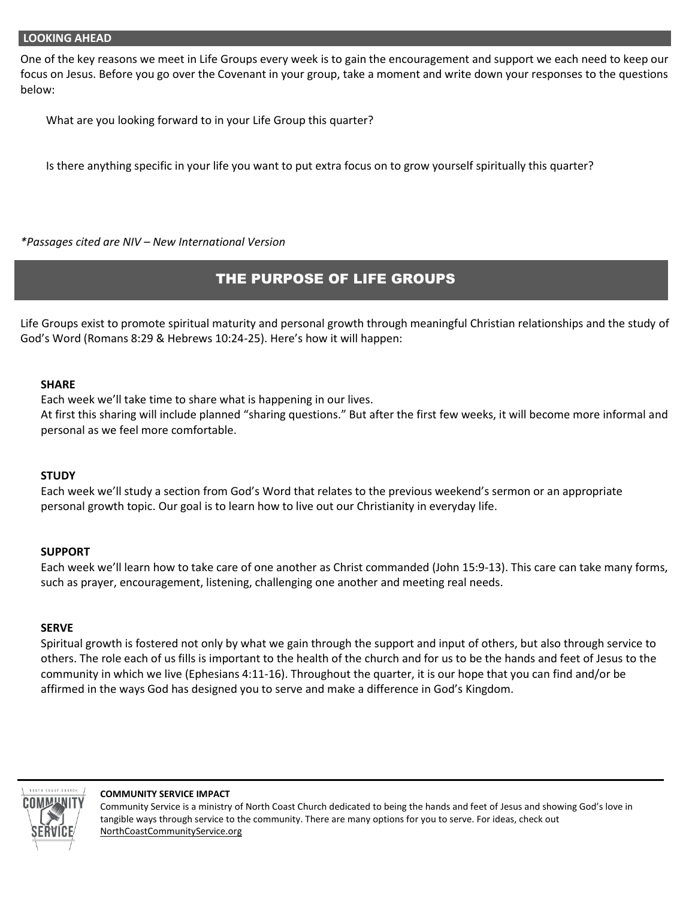## LOOKING AHEAD

One of the key reasons we meet in Life Groups every week is to gain the encouragement and support we each need to keep our focus on Jesus. Before you go over the Covenant in your group, take a moment and write down your responses to the questions below:

What are you looking forward to in your Life Group this quarter?

Is there anything specific in your life you want to put extra focus on to grow yourself spiritually this quarter?

*\*Passages cited are NIV – New International Version*

# THE PURPOSE OF LIFE GROUPS

Life Groups exist to promote spiritual maturity and personal growth through meaningful Christian relationships and the study of God's Word (Romans 8:29 & Hebrews 10:24-25). Here's how it will happen:

**SHARE**
Each week we'll take time to share what is happening in our lives.
At first this sharing will include planned "sharing questions." But after the first few weeks, it will become more informal and personal as we feel more comfortable.

**STUDY**
Each week we'll study a section from God's Word that relates to the previous weekend's sermon or an appropriate personal growth topic. Our goal is to learn how to live out our Christianity in everyday life.

**SUPPORT**
Each week we'll learn how to take care of one another as Christ commanded (John 15:9-13). This care can take many forms, such as prayer, encouragement, listening, challenging one another and meeting real needs.

**SERVE**
Spiritual growth is fostered not only by what we gain through the support and input of others, but also through service to others. The role each of us fills is important to the health of the church and for us to be the hands and feet of Jesus to the community in which we live (Ephesians 4:11-16). Throughout the quarter, it is our hope that you can find and/or be affirmed in the ways God has designed you to serve and make a difference in God's Kingdom.

**COMMUNITY SERVICE IMPACT**
Community Service is a ministry of North Coast Church dedicated to being the hands and feet of Jesus and showing God's love in tangible ways through service to the community. There are many options for you to serve. For ideas, check out NorthCoastCommunityService.org